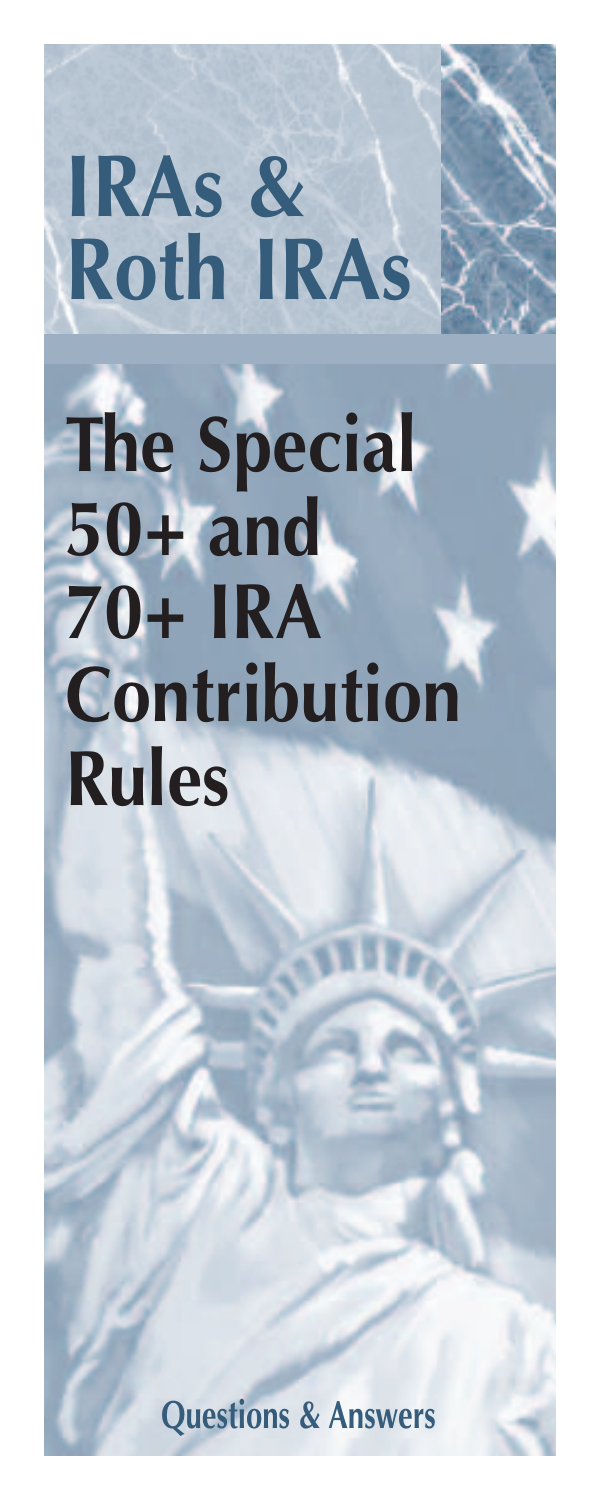# IRAs & Roth IRAs

# The Special 50+ and 70+ IRA Contribution Rules

Questions & Answers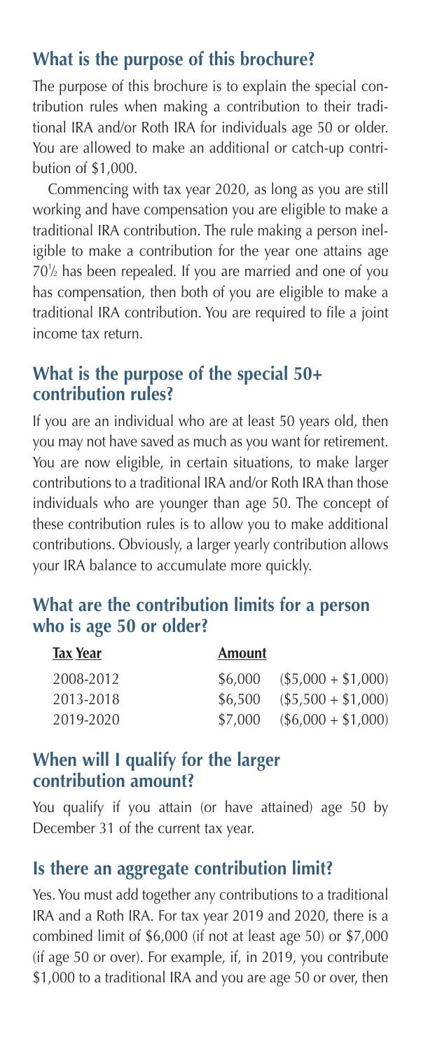## What is the purpose of this brochure?

The purpose of this brochure is to explain the special contribution rules when making a contribution to their traditional IRA and/or Roth IRA for individuals age 50 or older. You are allowed to make an additional or catch-up contribution of $1,000.

Commencing with tax year 2020, as long as you are still working and have compensation you are eligible to make a traditional IRA contribution. The rule making a person ineligible to make a contribution for the year one attains age 70½ has been repealed. If you are married and one of you has compensation, then both of you are eligible to make a traditional IRA contribution. You are required to file a joint income tax return.

## What is the purpose of the special 50+ contribution rules?

If you are an individual who are at least 50 years old, then you may not have saved as much as you want for retirement. You are now eligible, in certain situations, to make larger contributions to a traditional IRA and/or Roth IRA than those individuals who are younger than age 50. The concept of these contribution rules is to allow you to make additional contributions. Obviously, a larger yearly contribution allows your IRA balance to accumulate more quickly.

## What are the contribution limits for a person who is age 50 or older?

| Tax Year | Amount | |
|---|---|---|
| 2008-2012 | $6,000 | ($5,000 + $1,000) |
| 2013-2018 | $6,500 | ($5,500 + $1,000) |
| 2019-2020 | $7,000 | ($6,000 + $1,000) |

## When will I qualify for the larger contribution amount?

You qualify if you attain (or have attained) age 50 by December 31 of the current tax year.

## Is there an aggregate contribution limit?

Yes. You must add together any contributions to a traditional IRA and a Roth IRA. For tax year 2019 and 2020, there is a combined limit of $6,000 (if not at least age 50) or $7,000 (if age 50 or over). For example, if, in 2019, you contribute $1,000 to a traditional IRA and you are age 50 or over, then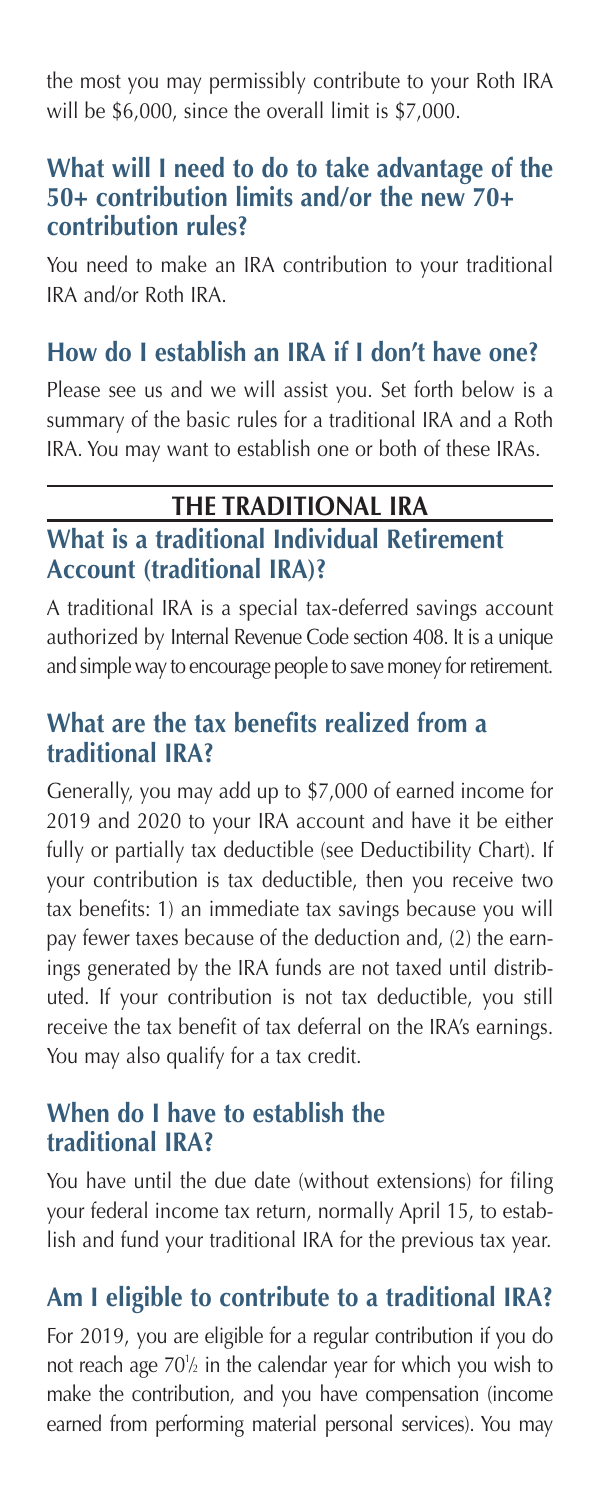the most you may permissibly contribute to your Roth IRA will be $6,000, since the overall limit is $7,000.

### What will I need to do to take advantage of the 50+ contribution limits and/or the new 70+ contribution rules?

You need to make an IRA contribution to your traditional IRA and/or Roth IRA.

### How do I establish an IRA if I don't have one?

Please see us and we will assist you. Set forth below is a summary of the basic rules for a traditional IRA and a Roth IRA. You may want to establish one or both of these IRAs.

## THE TRADITIONAL IRA

### What is a traditional Individual Retirement Account (traditional IRA)?

A traditional IRA is a special tax-deferred savings account authorized by Internal Revenue Code section 408. It is a unique and simple way to encourage people to save money for retirement.

### What are the tax benefits realized from a traditional IRA?

Generally, you may add up to $7,000 of earned income for 2019 and 2020 to your IRA account and have it be either fully or partially tax deductible (see Deductibility Chart). If your contribution is tax deductible, then you receive two tax benefits: 1) an immediate tax savings because you will pay fewer taxes because of the deduction and, (2) the earnings generated by the IRA funds are not taxed until distributed. If your contribution is not tax deductible, you still receive the tax benefit of tax deferral on the IRA's earnings. You may also qualify for a tax credit.

### When do I have to establish the traditional IRA?

You have until the due date (without extensions) for filing your federal income tax return, normally April 15, to establish and fund your traditional IRA for the previous tax year.

### Am I eligible to contribute to a traditional IRA?

For 2019, you are eligible for a regular contribution if you do not reach age 70½ in the calendar year for which you wish to make the contribution, and you have compensation (income earned from performing material personal services). You may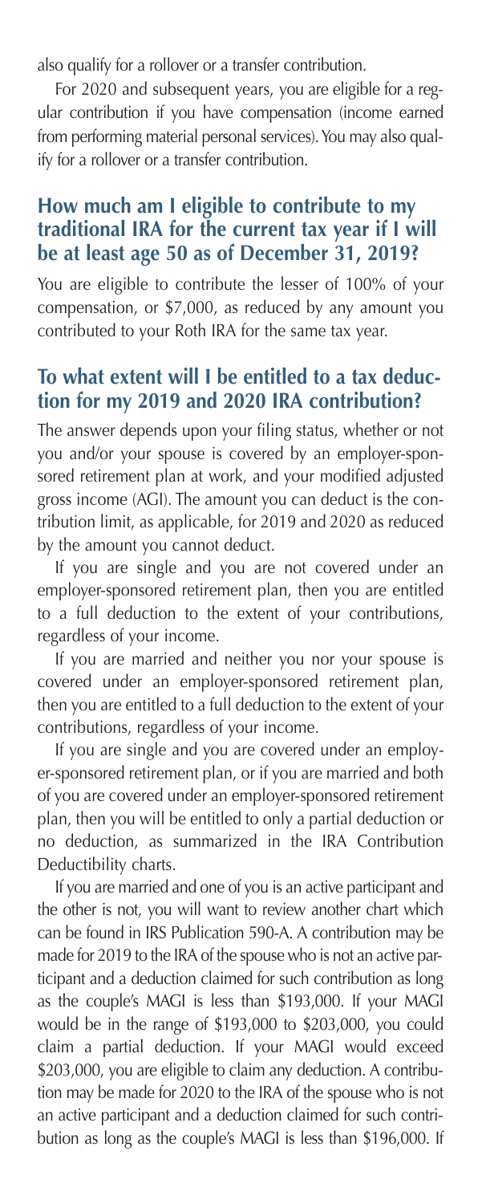also qualify for a rollover or a transfer contribution.

For 2020 and subsequent years, you are eligible for a regular contribution if you have compensation (income earned from performing material personal services). You may also qualify for a rollover or a transfer contribution.

## How much am I eligible to contribute to my traditional IRA for the current tax year if I will be at least age 50 as of December 31, 2019?

You are eligible to contribute the lesser of 100% of your compensation, or $7,000, as reduced by any amount you contributed to your Roth IRA for the same tax year.

## To what extent will I be entitled to a tax deduction for my 2019 and 2020 IRA contribution?

The answer depends upon your filing status, whether or not you and/or your spouse is covered by an employer-sponsored retirement plan at work, and your modified adjusted gross income (AGI). The amount you can deduct is the contribution limit, as applicable, for 2019 and 2020 as reduced by the amount you cannot deduct.

If you are single and you are not covered under an employer-sponsored retirement plan, then you are entitled to a full deduction to the extent of your contributions, regardless of your income.

If you are married and neither you nor your spouse is covered under an employer-sponsored retirement plan, then you are entitled to a full deduction to the extent of your contributions, regardless of your income.

If you are single and you are covered under an employer-sponsored retirement plan, or if you are married and both of you are covered under an employer-sponsored retirement plan, then you will be entitled to only a partial deduction or no deduction, as summarized in the IRA Contribution Deductibility charts.

If you are married and one of you is an active participant and the other is not, you will want to review another chart which can be found in IRS Publication 590-A. A contribution may be made for 2019 to the IRA of the spouse who is not an active participant and a deduction claimed for such contribution as long as the couple's MAGI is less than $193,000. If your MAGI would be in the range of $193,000 to $203,000, you could claim a partial deduction. If your MAGI would exceed $203,000, you are eligible to claim any deduction. A contribution may be made for 2020 to the IRA of the spouse who is not an active participant and a deduction claimed for such contribution as long as the couple's MAGI is less than $196,000. If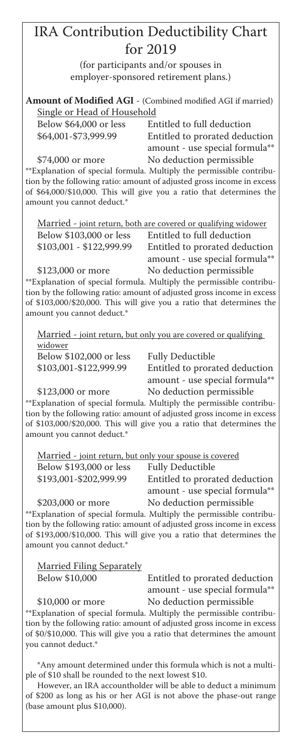# IRA Contribution Deductibility Chart for 2019

(for participants and/or spouses in employer-sponsored retirement plans.)

**Amount of Modified AGI** - (Combined modified AGI if married)

Single or Head of Household

| | |
|---|---|
| Below $64,000 or less | Entitled to full deduction |
| $64,001-$73,999.99 | Entitled to prorated deduction amount - use special formula** |
| $74,000 or more | No deduction permissible |

**Explanation of special formula. Multiply the permissible contribution by the following ratio: amount of adjusted gross income in excess of $64,000/$10,000. This will give you a ratio that determines the amount you cannot deduct.*

Married - joint return, both are covered or qualifying widower

| | |
|---|---|
| Below $103,000 or less | Entitled to full deduction |
| $103,001 - $122,999.99 | Entitled to prorated deduction amount - use special formula** |
| $123,000 or more | No deduction permissible |

**Explanation of special formula. Multiply the permissible contribution by the following ratio: amount of adjusted gross income in excess of $103,000/$20,000. This will give you a ratio that determines the amount you cannot deduct.*

Married - joint return, but only you are covered or qualifying widower

| | |
|---|---|
| Below $102,000 or less | Fully Deductible |
| $103,001-$122,999.99 | Entitled to prorated deduction amount - use special formula** |
| $123,000 or more | No deduction permissible |

**Explanation of special formula. Multiply the permissible contribution by the following ratio: amount of adjusted gross income in excess of $103,000/$20,000. This will give you a ratio that determines the amount you cannot deduct.*

Married - joint return, but only your spouse is covered

| | |
|---|---|
| Below $193,000 or less | Fully Deductible |
| $193,001-$202,999.99 | Entitled to prorated deduction amount - use special formula** |
| $203,000 or more | No deduction permissible |

**Explanation of special formula. Multiply the permissible contribution by the following ratio: amount of adjusted gross income in excess of $193,000/$10,000. This will give you a ratio that determines the amount you cannot deduct.*

Married Filing Separately

| | |
|---|---|
| Below $10,000 | Entitled to prorated deduction amount - use special formula** |
| $10,000 or more | No deduction permissible |

**Explanation of special formula. Multiply the permissible contribution by the following ratio: amount of adjusted gross income in excess of $0/$10,000. This will give you a ratio that determines the amount you cannot deduct.*

*Any amount determined under this formula which is not a multiple of $10 shall be rounded to the next lowest $10.

However, an IRA accountholder will be able to deduct a minimum of $200 as long as his or her AGI is not above the phase-out range (base amount plus $10,000).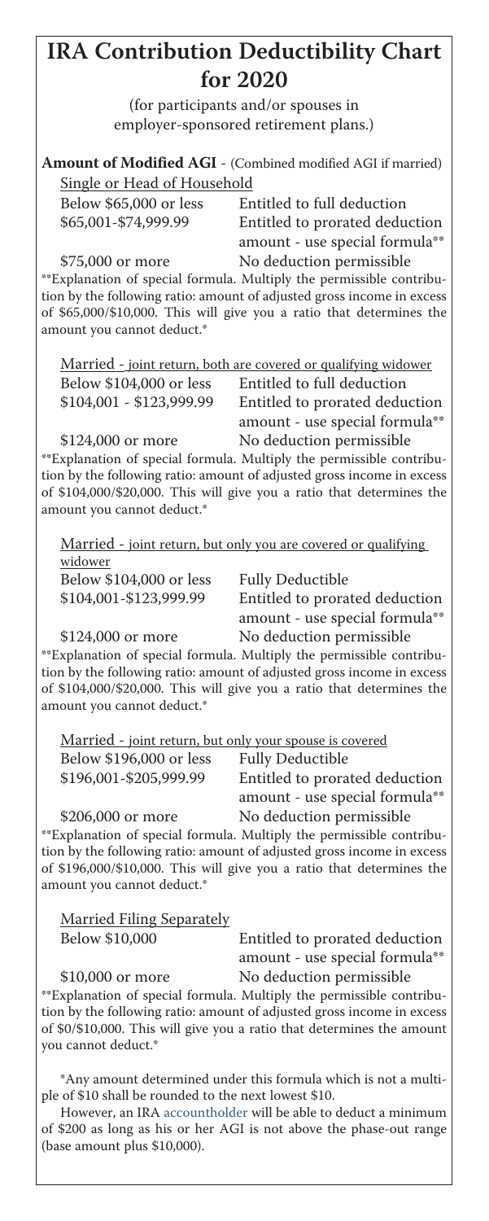# IRA Contribution Deductibility Chart for 2020

(for participants and/or spouses in employer-sponsored retirement plans.)

**Amount of Modified AGI** - (Combined modified AGI if married)

Single or Head of Household

| | |
|---|---|
| Below $65,000 or less | Entitled to full deduction |
| $65,001-$74,999.99 | Entitled to prorated deduction amount - use special formula** |
| $75,000 or more | No deduction permissible |

**Explanation of special formula. Multiply the permissible contribution by the following ratio: amount of adjusted gross income in excess of $65,000/$10,000. This will give you a ratio that determines the amount you cannot deduct.*

Married - joint return, both are covered or qualifying widower

| | |
|---|---|
| Below $104,000 or less | Entitled to full deduction |
| $104,001 - $123,999.99 | Entitled to prorated deduction amount - use special formula** |
| $124,000 or more | No deduction permissible |

**Explanation of special formula. Multiply the permissible contribution by the following ratio: amount of adjusted gross income in excess of $104,000/$20,000. This will give you a ratio that determines the amount you cannot deduct.*

Married - joint return, but only you are covered or qualifying widower

| | |
|---|---|
| Below $104,000 or less | Fully Deductible |
| $104,001-$123,999.99 | Entitled to prorated deduction amount - use special formula** |
| $124,000 or more | No deduction permissible |

**Explanation of special formula. Multiply the permissible contribution by the following ratio: amount of adjusted gross income in excess of $104,000/$20,000. This will give you a ratio that determines the amount you cannot deduct.*

Married - joint return, but only your spouse is covered

| | |
|---|---|
| Below $196,000 or less | Fully Deductible |
| $196,001-$205,999.99 | Entitled to prorated deduction amount - use special formula** |
| $206,000 or more | No deduction permissible |

**Explanation of special formula. Multiply the permissible contribution by the following ratio: amount of adjusted gross income in excess of $196,000/$10,000. This will give you a ratio that determines the amount you cannot deduct.*

Married Filing Separately

| | |
|---|---|
| Below $10,000 | Entitled to prorated deduction amount - use special formula** |
| $10,000 or more | No deduction permissible |

**Explanation of special formula. Multiply the permissible contribution by the following ratio: amount of adjusted gross income in excess of $0/$10,000. This will give you a ratio that determines the amount you cannot deduct.*

*Any amount determined under this formula which is not a multiple of $10 shall be rounded to the next lowest $10.

However, an IRA accountholder will be able to deduct a minimum of $200 as long as his or her AGI is not above the phase-out range (base amount plus $10,000).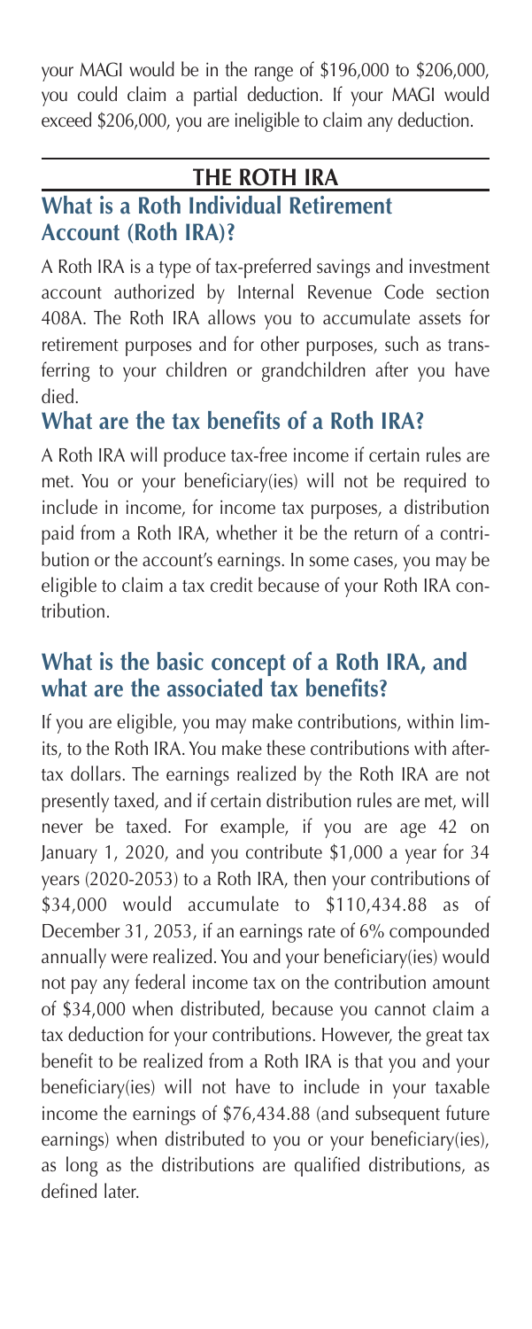your MAGI would be in the range of $196,000 to $206,000, you could claim a partial deduction. If your MAGI would exceed $206,000, you are ineligible to claim any deduction.

## THE ROTH IRA

### What is a Roth Individual Retirement Account (Roth IRA)?

A Roth IRA is a type of tax-preferred savings and investment account authorized by Internal Revenue Code section 408A. The Roth IRA allows you to accumulate assets for retirement purposes and for other purposes, such as transferring to your children or grandchildren after you have died.

### What are the tax benefits of a Roth IRA?

A Roth IRA will produce tax-free income if certain rules are met. You or your beneficiary(ies) will not be required to include in income, for income tax purposes, a distribution paid from a Roth IRA, whether it be the return of a contribution or the account's earnings. In some cases, you may be eligible to claim a tax credit because of your Roth IRA contribution.

### What is the basic concept of a Roth IRA, and what are the associated tax benefits?

If you are eligible, you may make contributions, within limits, to the Roth IRA. You make these contributions with after-tax dollars. The earnings realized by the Roth IRA are not presently taxed, and if certain distribution rules are met, will never be taxed. For example, if you are age 42 on January 1, 2020, and you contribute $1,000 a year for 34 years (2020-2053) to a Roth IRA, then your contributions of $34,000 would accumulate to $110,434.88 as of December 31, 2053, if an earnings rate of 6% compounded annually were realized. You and your beneficiary(ies) would not pay any federal income tax on the contribution amount of $34,000 when distributed, because you cannot claim a tax deduction for your contributions. However, the great tax benefit to be realized from a Roth IRA is that you and your beneficiary(ies) will not have to include in your taxable income the earnings of $76,434.88 (and subsequent future earnings) when distributed to you or your beneficiary(ies), as long as the distributions are qualified distributions, as defined later.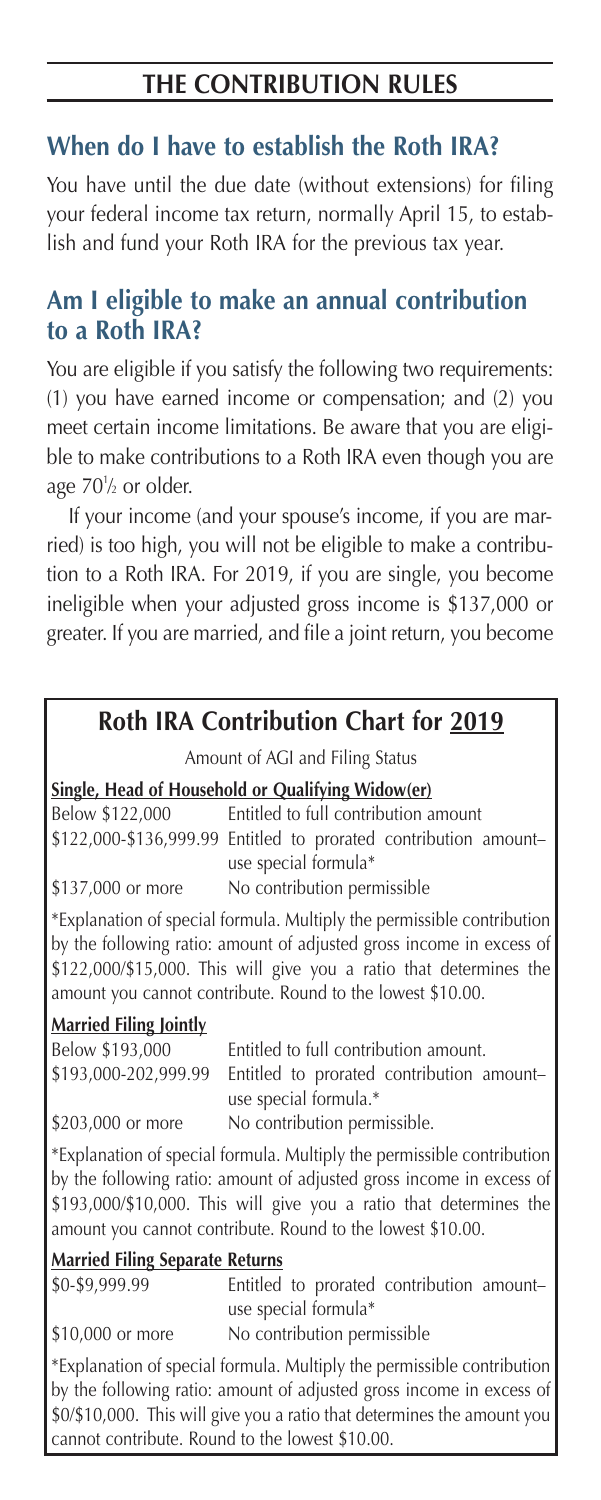## THE CONTRIBUTION RULES

### When do I have to establish the Roth IRA?

You have until the due date (without extensions) for filing your federal income tax return, normally April 15, to establish and fund your Roth IRA for the previous tax year.

### Am I eligible to make an annual contribution to a Roth IRA?

You are eligible if you satisfy the following two requirements: (1) you have earned income or compensation; and (2) you meet certain income limitations. Be aware that you are eligible to make contributions to a Roth IRA even though you are age 70½ or older.

If your income (and your spouse's income, if you are married) is too high, you will not be eligible to make a contribution to a Roth IRA. For 2019, if you are single, you become ineligible when your adjusted gross income is $137,000 or greater. If you are married, and file a joint return, you become

### Roth IRA Contribution Chart for 2019

Amount of AGI and Filing Status

**Single, Head of Household or Qualifying Widow(er)**

| | |
|---|---|
| Below $122,000 | Entitled to full contribution amount |
| $122,000-$136,999.99 | Entitled to prorated contribution amount– use special formula* |
| $137,000 or more | No contribution permissible |

*Explanation of special formula. Multiply the permissible contribution by the following ratio: amount of adjusted gross income in excess of $122,000/$15,000. This will give you a ratio that determines the amount you cannot contribute. Round to the lowest $10.00.

**Married Filing Jointly**

| | |
|---|---|
| Below $193,000 | Entitled to full contribution amount. |
| $193,000-202,999.99 | Entitled to prorated contribution amount– use special formula.* |
| $203,000 or more | No contribution permissible. |

*Explanation of special formula. Multiply the permissible contribution by the following ratio: amount of adjusted gross income in excess of $193,000/$10,000. This will give you a ratio that determines the amount you cannot contribute. Round to the lowest $10.00.

**Married Filing Separate Returns**

| | |
|---|---|
| $0-$9,999.99 | Entitled to prorated contribution amount– use special formula* |
| $10,000 or more | No contribution permissible |

*Explanation of special formula. Multiply the permissible contribution by the following ratio: amount of adjusted gross income in excess of $0/$10,000. This will give you a ratio that determines the amount you cannot contribute. Round to the lowest $10.00.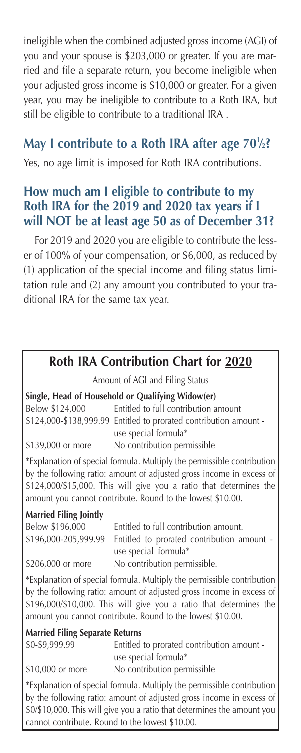ineligible when the combined adjusted gross income (AGI) of you and your spouse is $203,000 or greater. If you are married and file a separate return, you become ineligible when your adjusted gross income is $10,000 or greater. For a given year, you may be ineligible to contribute to a Roth IRA, but still be eligible to contribute to a traditional IRA .

## May I contribute to a Roth IRA after age 70½?

Yes, no age limit is imposed for Roth IRA contributions.

## How much am I eligible to contribute to my Roth IRA for the 2019 and 2020 tax years if I will NOT be at least age 50 as of December 31?

For 2019 and 2020 you are eligible to contribute the lesser of 100% of your compensation, or $6,000, as reduced by (1) application of the special income and filing status limitation rule and (2) any amount you contributed to your traditional IRA for the same tax year.

### Roth IRA Contribution Chart for 2020

Amount of AGI and Filing Status

**Single, Head of Household or Qualifying Widow(er)**

| | |
|---|---|
| Below $124,000 | Entitled to full contribution amount |
| $124,000-$138,999.99 | Entitled to prorated contribution amount - use special formula* |
| $139,000 or more | No contribution permissible |

*Explanation of special formula. Multiply the permissible contribution by the following ratio: amount of adjusted gross income in excess of $124,000/$15,000. This will give you a ratio that determines the amount you cannot contribute. Round to the lowest $10.00.

**Married Filing Jointly**

| | |
|---|---|
| Below $196,000 | Entitled to full contribution amount. |
| $196,000-205,999.99 | Entitled to prorated contribution amount - use special formula* |
| $206,000 or more | No contribution permissible. |

*Explanation of special formula. Multiply the permissible contribution by the following ratio: amount of adjusted gross income in excess of $196,000/$10,000. This will give you a ratio that determines the amount you cannot contribute. Round to the lowest $10.00.

**Married Filing Separate Returns**

| | |
|---|---|
| $0-$9,999.99 | Entitled to prorated contribution amount - use special formula* |
| $10,000 or more | No contribution permissible |

*Explanation of special formula. Multiply the permissible contribution by the following ratio: amount of adjusted gross income in excess of $0/$10,000. This will give you a ratio that determines the amount you cannot contribute. Round to the lowest $10.00.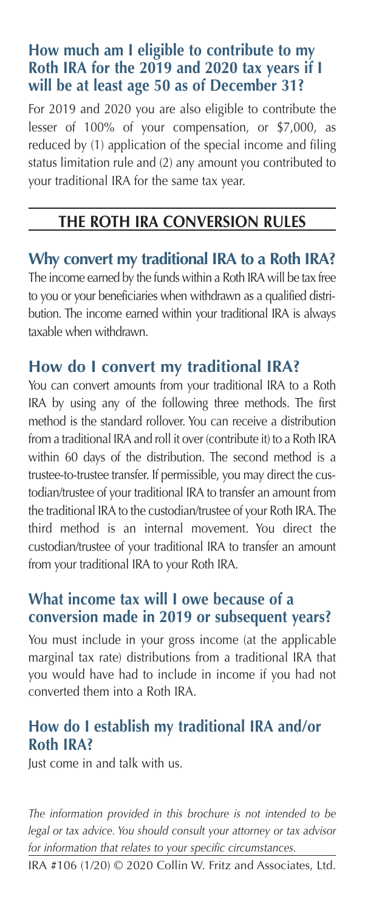## How much am I eligible to contribute to my Roth IRA for the 2019 and 2020 tax years if I will be at least age 50 as of December 31?

For 2019 and 2020 you are also eligible to contribute the lesser of 100% of your compensation, or $7,000, as reduced by (1) application of the special income and filing status limitation rule and (2) any amount you contributed to your traditional IRA for the same tax year.

# THE ROTH IRA CONVERSION RULES

## Why convert my traditional IRA to a Roth IRA?

The income earned by the funds within a Roth IRA will be tax free to you or your beneficiaries when withdrawn as a qualified distribution. The income earned within your traditional IRA is always taxable when withdrawn.

## How do I convert my traditional IRA?

You can convert amounts from your traditional IRA to a Roth IRA by using any of the following three methods. The first method is the standard rollover. You can receive a distribution from a traditional IRA and roll it over (contribute it) to a Roth IRA within 60 days of the distribution. The second method is a trustee-to-trustee transfer. If permissible, you may direct the custodian/trustee of your traditional IRA to transfer an amount from the traditional IRA to the custodian/trustee of your Roth IRA. The third method is an internal movement. You direct the custodian/trustee of your traditional IRA to transfer an amount from your traditional IRA to your Roth IRA.

## What income tax will I owe because of a conversion made in 2019 or subsequent years?

You must include in your gross income (at the applicable marginal tax rate) distributions from a traditional IRA that you would have had to include in income if you had not converted them into a Roth IRA.

## How do I establish my traditional IRA and/or Roth IRA?

Just come in and talk with us.

*The information provided in this brochure is not intended to be legal or tax advice. You should consult your attorney or tax advisor for information that relates to your specific circumstances.*

IRA #106 (1/20) © 2020 Collin W. Fritz and Associates, Ltd.